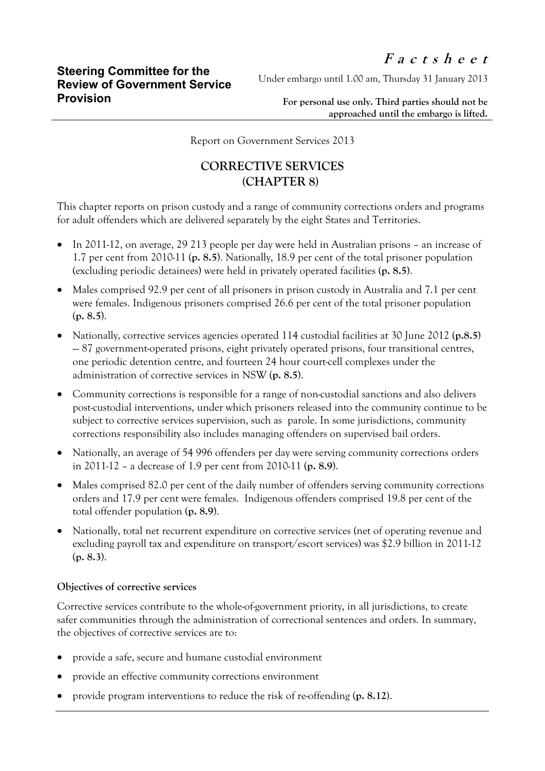**Steering Committee for the Review of Government Service Provision**

***Factsheet***

Under embargo until 1.00 am, Thursday 31 January 2013

**For personal use only. Third parties should not be approached until the embargo is lifted.**

Report on Government Services 2013

# CORRECTIVE SERVICES (CHAPTER 8)

This chapter reports on prison custody and a range of community corrections orders and programs for adult offenders which are delivered separately by the eight States and Territories.

- In 2011-12, on average, 29 213 people per day were held in Australian prisons – an increase of 1.7 per cent from 2010-11 (**p. 8.5**). Nationally, 18.9 per cent of the total prisoner population (excluding periodic detainees) were held in privately operated facilities (**p. 8.5**).
- Males comprised 92.9 per cent of all prisoners in prison custody in Australia and 7.1 per cent were females. Indigenous prisoners comprised 26.6 per cent of the total prisoner population (**p. 8.5**).
- Nationally, corrective services agencies operated 114 custodial facilities at 30 June 2012 (**p.8.5**) — 87 government-operated prisons, eight privately operated prisons, four transitional centres, one periodic detention centre, and fourteen 24 hour court-cell complexes under the administration of corrective services in NSW (**p. 8.5**).
- Community corrections is responsible for a range of non-custodial sanctions and also delivers post-custodial interventions, under which prisoners released into the community continue to be subject to corrective services supervision, such as parole. In some jurisdictions, community corrections responsibility also includes managing offenders on supervised bail orders.
- Nationally, an average of 54 996 offenders per day were serving community corrections orders in 2011-12 – a decrease of 1.9 per cent from 2010-11 (**p. 8.9**).
- Males comprised 82.0 per cent of the daily number of offenders serving community corrections orders and 17.9 per cent were females. Indigenous offenders comprised 19.8 per cent of the total offender population (**p. 8.9**).
- Nationally, total net recurrent expenditure on corrective services (net of operating revenue and excluding payroll tax and expenditure on transport/escort services) was $2.9 billion in 2011-12 (**p. 8.3**).

**Objectives of corrective services**

Corrective services contribute to the whole-of-government priority, in all jurisdictions, to create safer communities through the administration of correctional sentences and orders. In summary, the objectives of corrective services are to:

- provide a safe, secure and humane custodial environment
- provide an effective community corrections environment
- provide program interventions to reduce the risk of re-offending (**p. 8.12**).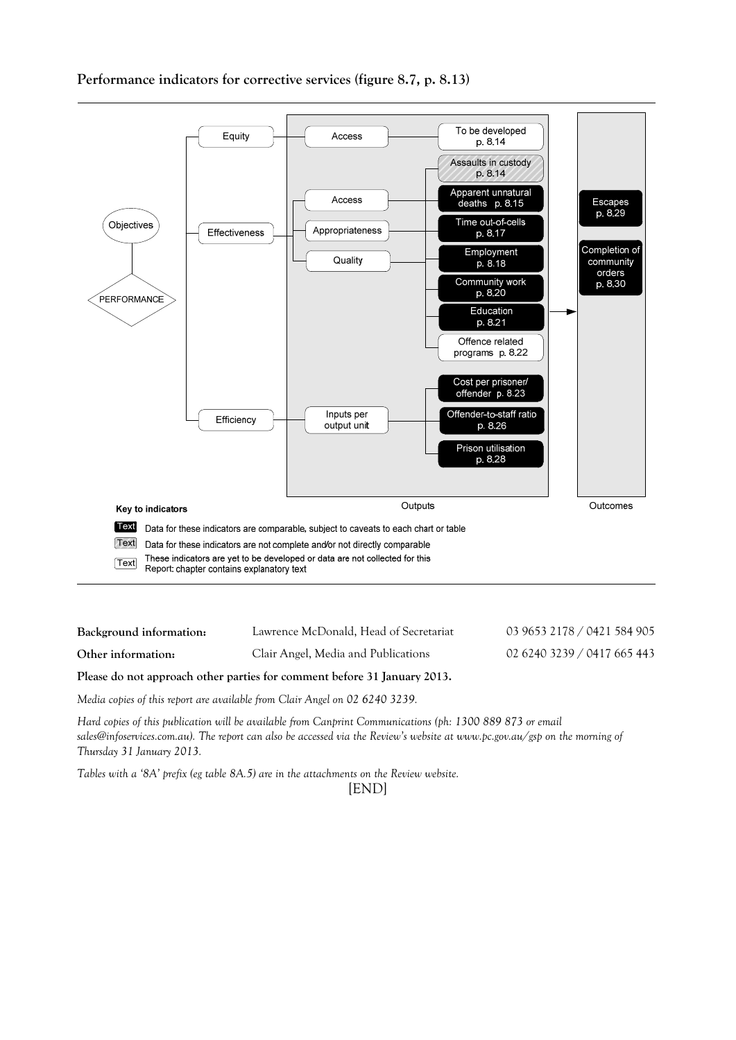**Performance indicators for corrective services (figure 8.7, p. 8.13)**

Objectives

PERFORMANCE

Equity

Access

To be developed p. 8.14

Effectiveness

Access

Appropriateness

Quality

Assaults in custody p. 8.14

Apparent unnatural deaths p. 8.15

Time out-of-cells p. 8.17

Employment p. 8.18

Community work p. 8.20

Education p. 8.21

Offence related programs p. 8.22

Efficiency

Inputs per output unit

Cost per prisoner/ offender p. 8.23

Offender-to-staff ratio p. 8.26

Prison utilisation p. 8.28

Escapes p. 8.29

Completion of community orders p. 8.30

Outputs

Outcomes

Key to indicators

Text Data for these indicators are comparable, subject to caveats to each chart or table

Text Data for these indicators are not complete and/or not directly comparable

Text These indicators are yet to be developed or data are not collected for this Report: chapter contains explanatory text

| | | |
|---|---|---|
| **Background information:** | Lawrence McDonald, Head of Secretariat | 03 9653 2178 / 0421 584 905 |
| **Other information:** | Clair Angel, Media and Publications | 02 6240 3239 / 0417 665 443 |

**Please do not approach other parties for comment before 31 January 2013.**

*Media copies of this report are available from Clair Angel on 02 6240 3239.*

*Hard copies of this publication will be available from Canprint Communications (ph: 1300 889 873 or email sales@infoservices.com.au). The report can also be accessed via the Review's website at www.pc.gov.au/gsp on the morning of Thursday 31 January 2013.*

*Tables with a '8A' prefix (eg table 8A.5) are in the attachments on the Review website.*

[END]